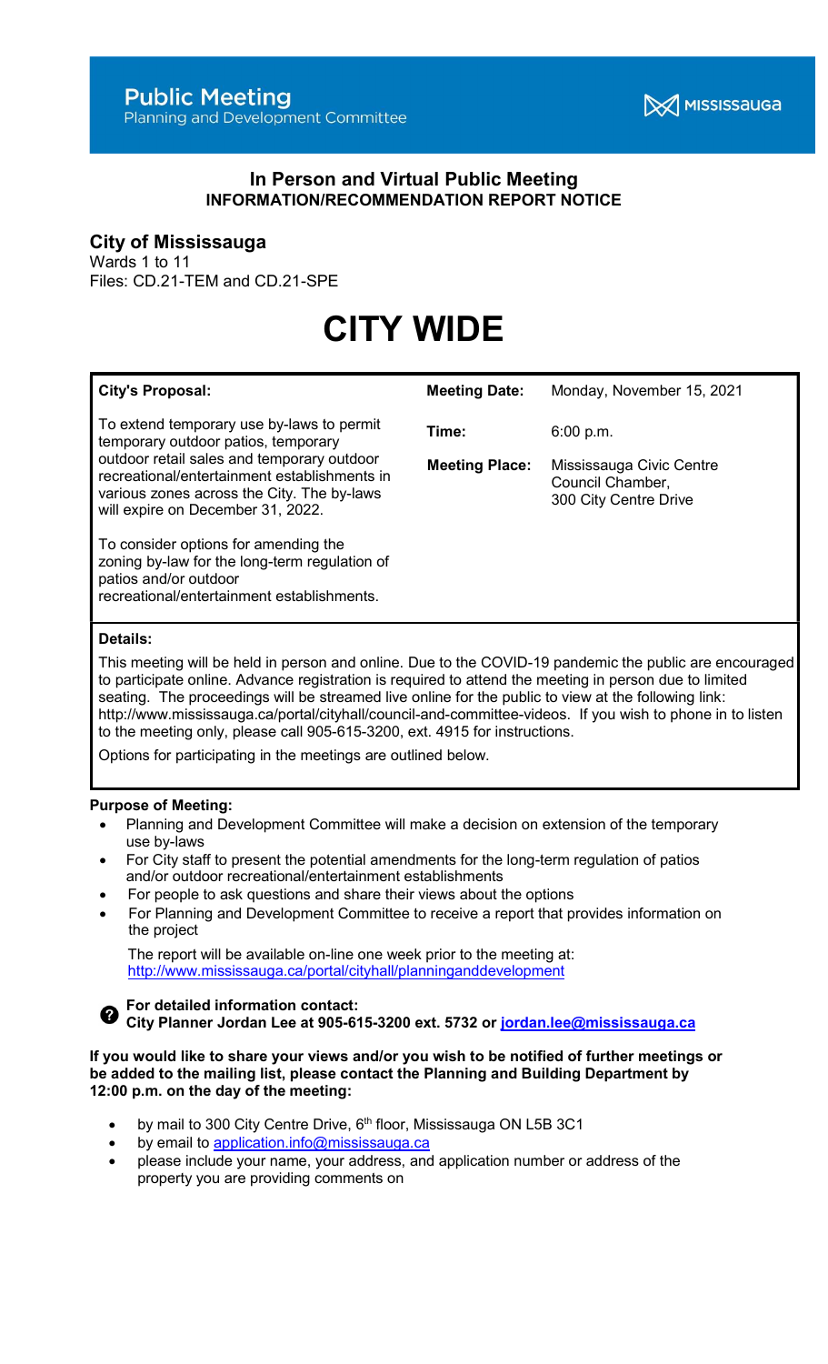# Public Meeting
Planning and Development Committee

MISSISSAUGA

## In Person and Virtual Public Meeting
**INFORMATION/RECOMMENDATION REPORT NOTICE**

## City of Mississauga

Wards 1 to 11
Files: CD.21-TEM and CD.21-SPE

# CITY WIDE

| City's Proposal: | Meeting Date: | Monday, November 15, 2021 |
|---|---|---|
| To extend temporary use by-laws to permit temporary outdoor patios, temporary outdoor retail sales and temporary outdoor recreational/entertainment establishments in various zones across the City. The by-laws will expire on December 31, 2022. | Time: | 6:00 p.m. |
| To consider options for amending the zoning by-law for the long-term regulation of patios and/or outdoor recreational/entertainment establishments. | Meeting Place: | Mississauga Civic Centre Council Chamber, 300 City Centre Drive |

**Details:**

This meeting will be held in person and online. Due to the COVID-19 pandemic the public are encouraged to participate online. Advance registration is required to attend the meeting in person due to limited seating. The proceedings will be streamed live online for the public to view at the following link: http://www.mississauga.ca/portal/cityhall/council-and-committee-videos. If you wish to phone in to listen to the meeting only, please call 905-615-3200, ext. 4915 for instructions.

Options for participating in the meetings are outlined below.

**Purpose of Meeting:**

- Planning and Development Committee will make a decision on extension of the temporary use by-laws
- For City staff to present the potential amendments for the long-term regulation of patios and/or outdoor recreational/entertainment establishments
- For people to ask questions and share their views about the options
- For Planning and Development Committee to receive a report that provides information on the project

The report will be available on-line one week prior to the meeting at: http://www.mississauga.ca/portal/cityhall/planninganddevelopment

**For detailed information contact:**
**City Planner Jordan Lee at 905-615-3200 ext. 5732 or jordan.lee@mississauga.ca**

**If you would like to share your views and/or you wish to be notified of further meetings or be added to the mailing list, please contact the Planning and Building Department by 12:00 p.m. on the day of the meeting:**

- by mail to 300 City Centre Drive, 6th floor, Mississauga ON L5B 3C1
- by email to application.info@mississauga.ca
- please include your name, your address, and application number or address of the property you are providing comments on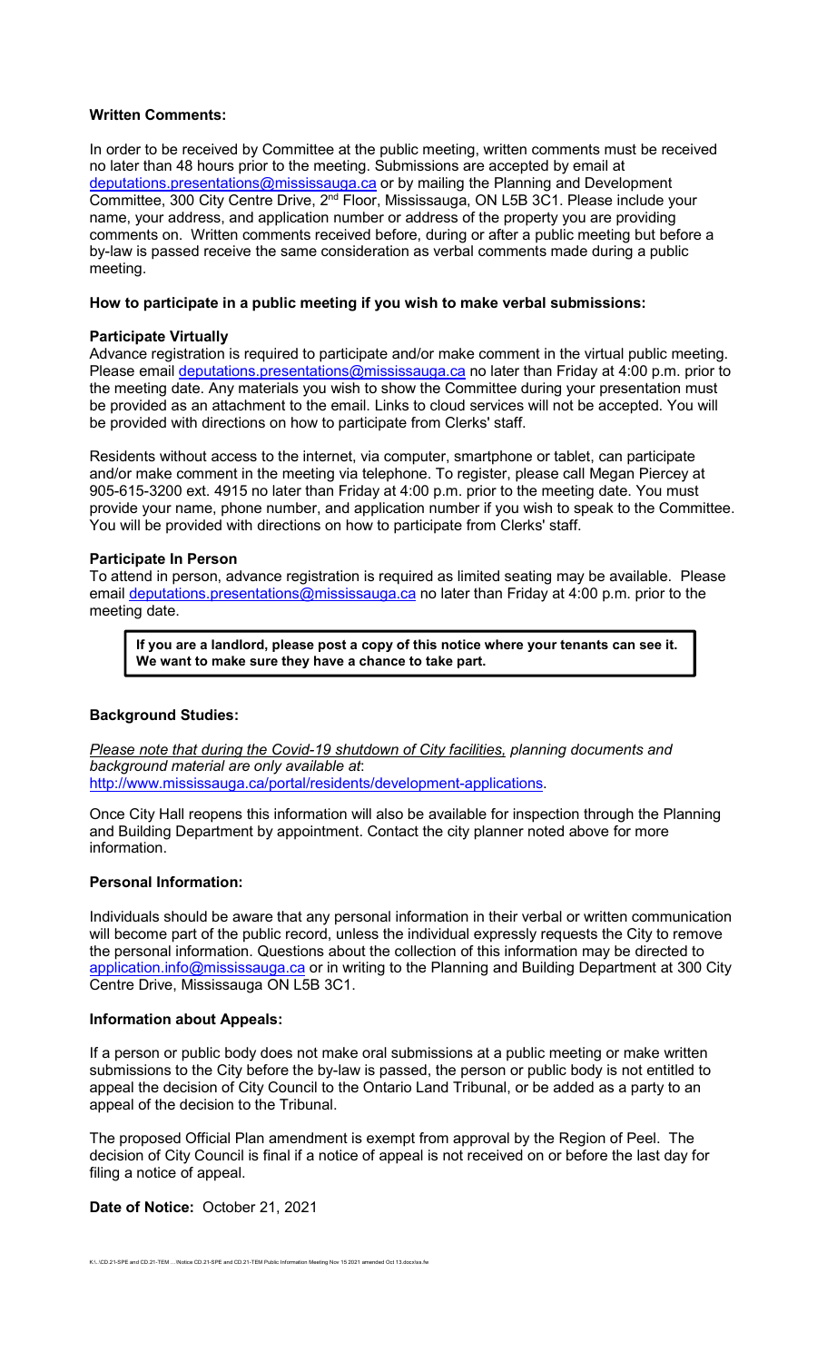**Written Comments:**

In order to be received by Committee at the public meeting, written comments must be received no later than 48 hours prior to the meeting. Submissions are accepted by email at deputations.presentations@mississauga.ca or by mailing the Planning and Development Committee, 300 City Centre Drive, 2nd Floor, Mississauga, ON L5B 3C1. Please include your name, your address, and application number or address of the property you are providing comments on. Written comments received before, during or after a public meeting but before a by-law is passed receive the same consideration as verbal comments made during a public meeting.

**How to participate in a public meeting if you wish to make verbal submissions:**

**Participate Virtually**
Advance registration is required to participate and/or make comment in the virtual public meeting. Please email deputations.presentations@mississauga.ca no later than Friday at 4:00 p.m. prior to the meeting date. Any materials you wish to show the Committee during your presentation must be provided as an attachment to the email. Links to cloud services will not be accepted. You will be provided with directions on how to participate from Clerks' staff.

Residents without access to the internet, via computer, smartphone or tablet, can participate and/or make comment in the meeting via telephone. To register, please call Megan Piercey at 905-615-3200 ext. 4915 no later than Friday at 4:00 p.m. prior to the meeting date. You must provide your name, phone number, and application number if you wish to speak to the Committee. You will be provided with directions on how to participate from Clerks' staff.

**Participate In Person**
To attend in person, advance registration is required as limited seating may be available. Please email deputations.presentations@mississauga.ca no later than Friday at 4:00 p.m. prior to the meeting date.

**If you are a landlord, please post a copy of this notice where your tenants can see it. We want to make sure they have a chance to take part.**

**Background Studies:**

*Please note that during the Covid-19 shutdown of City facilities, planning documents and background material are only available at*: http://www.mississauga.ca/portal/residents/development-applications.

Once City Hall reopens this information will also be available for inspection through the Planning and Building Department by appointment. Contact the city planner noted above for more information.

**Personal Information:**

Individuals should be aware that any personal information in their verbal or written communication will become part of the public record, unless the individual expressly requests the City to remove the personal information. Questions about the collection of this information may be directed to application.info@mississauga.ca or in writing to the Planning and Building Department at 300 City Centre Drive, Mississauga ON L5B 3C1.

**Information about Appeals:**

If a person or public body does not make oral submissions at a public meeting or make written submissions to the City before the by-law is passed, the person or public body is not entitled to appeal the decision of City Council to the Ontario Land Tribunal, or be added as a party to an appeal of the decision to the Tribunal.

The proposed Official Plan amendment is exempt from approval by the Region of Peel. The decision of City Council is final if a notice of appeal is not received on or before the last day for filing a notice of appeal.

**Date of Notice:** October 21, 2021

K:\..\CD 21-SPE and CD 21-TEM ...\Notice CD 21-SPE and CD 21-TEM Public Information Meeting Nov 15 2021 amended Oct 13.docx\ss.fw